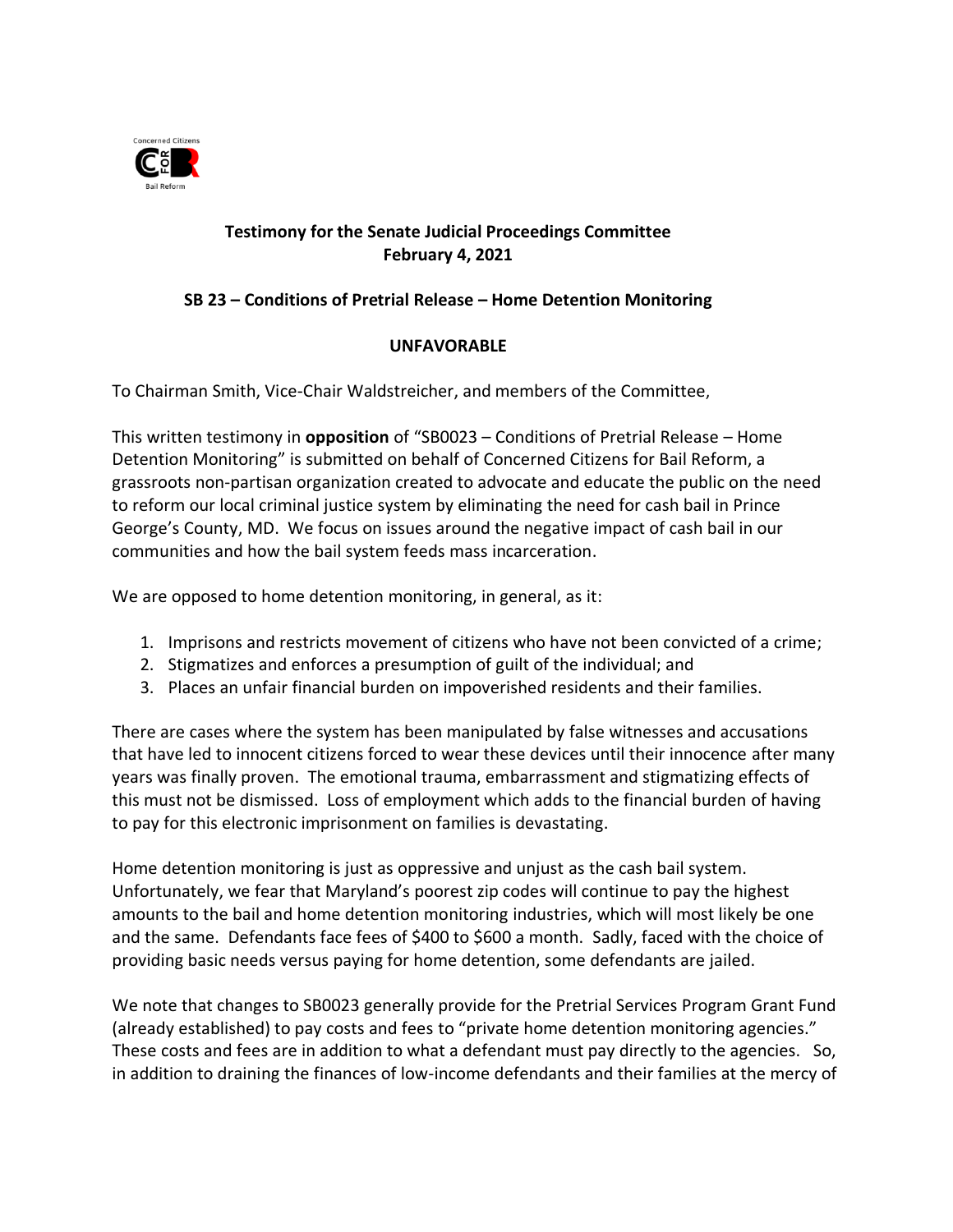**Testimony for the Senate Judicial Proceedings Committee**
**February 4, 2021**

**SB 23 – Conditions of Pretrial Release – Home Detention Monitoring**

**UNFAVORABLE**

To Chairman Smith, Vice-Chair Waldstreicher, and members of the Committee,

This written testimony in **opposition** of "SB0023 – Conditions of Pretrial Release – Home Detention Monitoring" is submitted on behalf of Concerned Citizens for Bail Reform, a grassroots non-partisan organization created to advocate and educate the public on the need to reform our local criminal justice system by eliminating the need for cash bail in Prince George's County, MD. We focus on issues around the negative impact of cash bail in our communities and how the bail system feeds mass incarceration.

We are opposed to home detention monitoring, in general, as it:

1. Imprisons and restricts movement of citizens who have not been convicted of a crime;
2. Stigmatizes and enforces a presumption of guilt of the individual; and
3. Places an unfair financial burden on impoverished residents and their families.

There are cases where the system has been manipulated by false witnesses and accusations that have led to innocent citizens forced to wear these devices until their innocence after many years was finally proven. The emotional trauma, embarrassment and stigmatizing effects of this must not be dismissed. Loss of employment which adds to the financial burden of having to pay for this electronic imprisonment on families is devastating.

Home detention monitoring is just as oppressive and unjust as the cash bail system. Unfortunately, we fear that Maryland's poorest zip codes will continue to pay the highest amounts to the bail and home detention monitoring industries, which will most likely be one and the same. Defendants face fees of $400 to $600 a month. Sadly, faced with the choice of providing basic needs versus paying for home detention, some defendants are jailed.

We note that changes to SB0023 generally provide for the Pretrial Services Program Grant Fund (already established) to pay costs and fees to "private home detention monitoring agencies." These costs and fees are in addition to what a defendant must pay directly to the agencies. So, in addition to draining the finances of low-income defendants and their families at the mercy of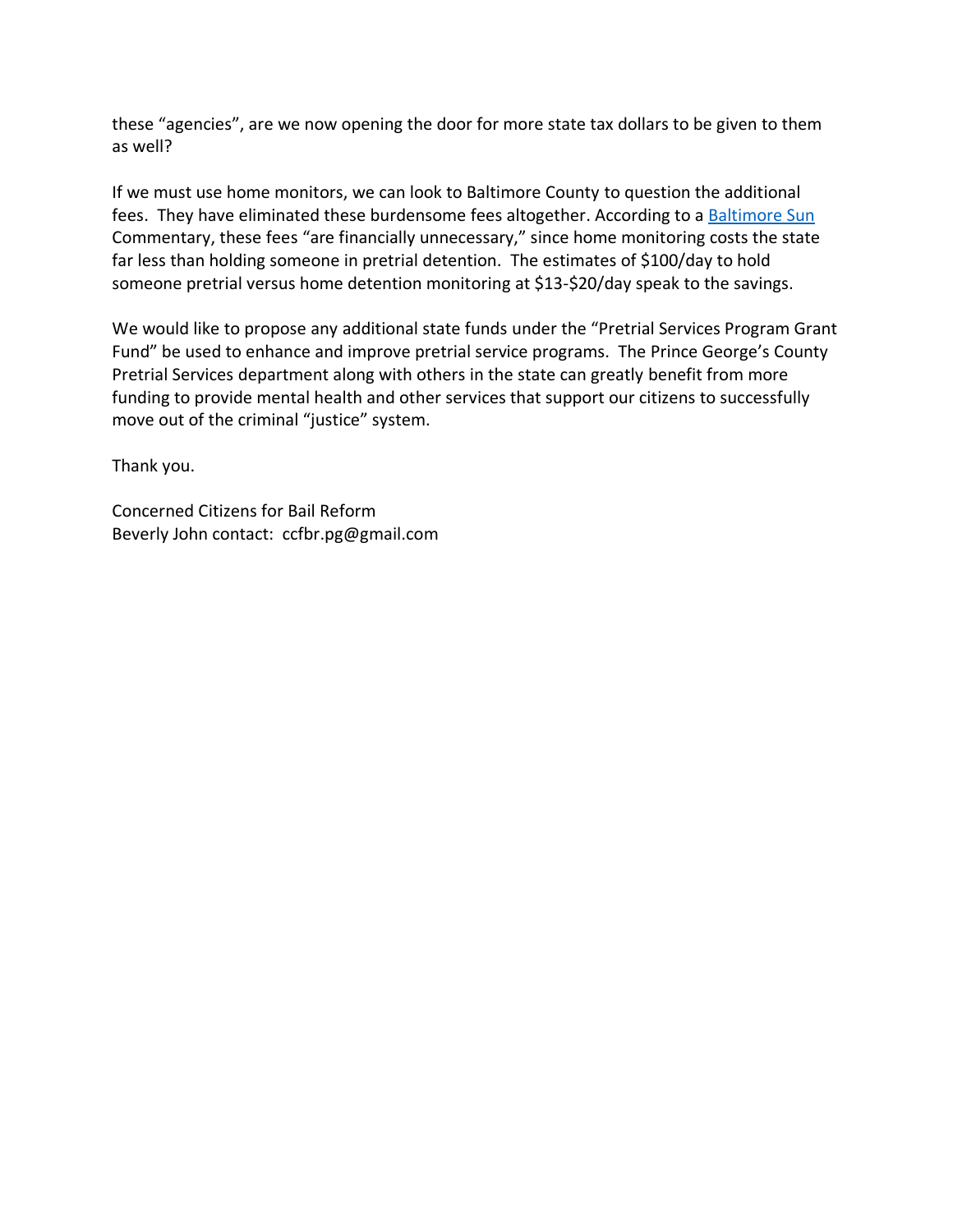these “agencies”, are we now opening the door for more state tax dollars to be given to them as well?

If we must use home monitors, we can look to Baltimore County to question the additional fees. They have eliminated these burdensome fees altogether. According to a Baltimore Sun Commentary, these fees “are financially unnecessary,” since home monitoring costs the state far less than holding someone in pretrial detention. The estimates of $100/day to hold someone pretrial versus home detention monitoring at $13-$20/day speak to the savings.

We would like to propose any additional state funds under the “Pretrial Services Program Grant Fund” be used to enhance and improve pretrial service programs. The Prince George’s County Pretrial Services department along with others in the state can greatly benefit from more funding to provide mental health and other services that support our citizens to successfully move out of the criminal “justice” system.

Thank you.

Concerned Citizens for Bail Reform
Beverly John contact: ccfbr.pg@gmail.com